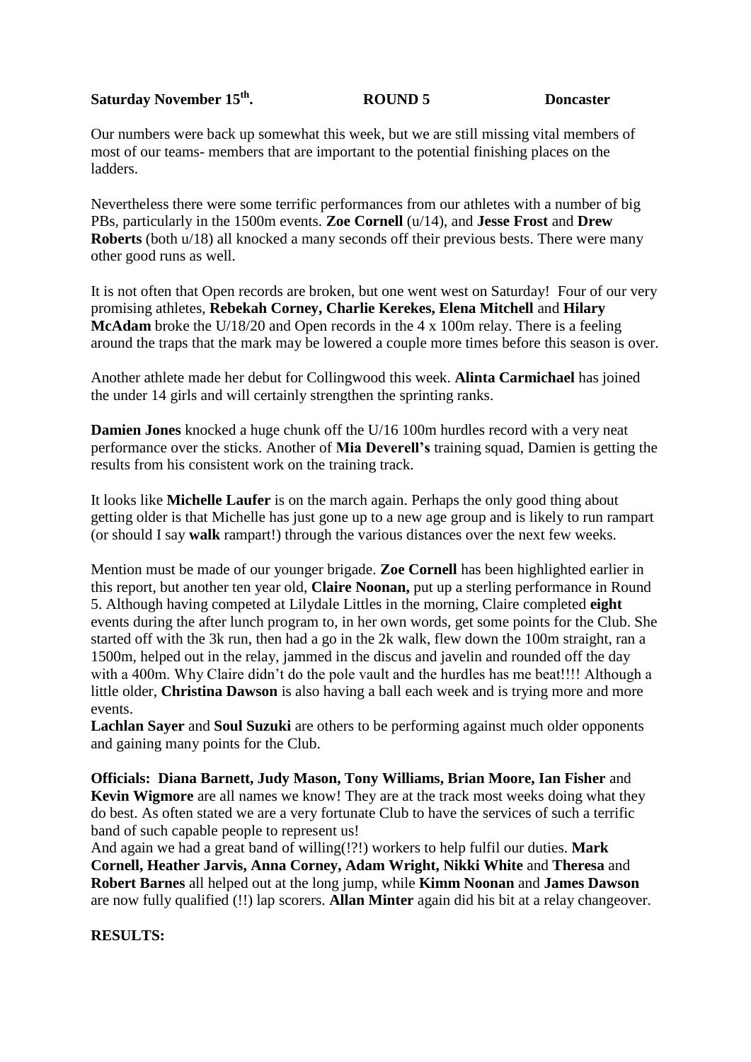**Saturday November 15th.** **ROUND 5** **Doncaster**

Our numbers were back up somewhat this week, but we are still missing vital members of most of our teams- members that are important to the potential finishing places on the ladders.

Nevertheless there were some terrific performances from our athletes with a number of big PBs, particularly in the 1500m events. **Zoe Cornell** (u/14), and **Jesse Frost** and **Drew Roberts** (both u/18) all knocked a many seconds off their previous bests. There were many other good runs as well.

It is not often that Open records are broken, but one went west on Saturday! Four of our very promising athletes, **Rebekah Corney, Charlie Kerekes, Elena Mitchell** and **Hilary McAdam** broke the U/18/20 and Open records in the 4 x 100m relay. There is a feeling around the traps that the mark may be lowered a couple more times before this season is over.

Another athlete made her debut for Collingwood this week. **Alinta Carmichael** has joined the under 14 girls and will certainly strengthen the sprinting ranks.

**Damien Jones** knocked a huge chunk off the U/16 100m hurdles record with a very neat performance over the sticks. Another of **Mia Deverell's** training squad, Damien is getting the results from his consistent work on the training track.

It looks like **Michelle Laufer** is on the march again. Perhaps the only good thing about getting older is that Michelle has just gone up to a new age group and is likely to run rampart (or should I say **walk** rampart!) through the various distances over the next few weeks.

Mention must be made of our younger brigade. **Zoe Cornell** has been highlighted earlier in this report, but another ten year old, **Claire Noonan,** put up a sterling performance in Round 5. Although having competed at Lilydale Littles in the morning, Claire completed **eight** events during the after lunch program to, in her own words, get some points for the Club. She started off with the 3k run, then had a go in the 2k walk, flew down the 100m straight, ran a 1500m, helped out in the relay, jammed in the discus and javelin and rounded off the day with a 400m. Why Claire didn't do the pole vault and the hurdles has me beat!!!! Although a little older, **Christina Dawson** is also having a ball each week and is trying more and more events.

**Lachlan Sayer** and **Soul Suzuki** are others to be performing against much older opponents and gaining many points for the Club.

**Officials: Diana Barnett, Judy Mason, Tony Williams, Brian Moore, Ian Fisher** and **Kevin Wigmore** are all names we know! They are at the track most weeks doing what they do best. As often stated we are a very fortunate Club to have the services of such a terrific band of such capable people to represent us!

And again we had a great band of willing(!?!) workers to help fulfil our duties. **Mark Cornell, Heather Jarvis, Anna Corney, Adam Wright, Nikki White** and **Theresa** and **Robert Barnes** all helped out at the long jump, while **Kimm Noonan** and **James Dawson** are now fully qualified (!!) lap scorers. **Allan Minter** again did his bit at a relay changeover.

**RESULTS:**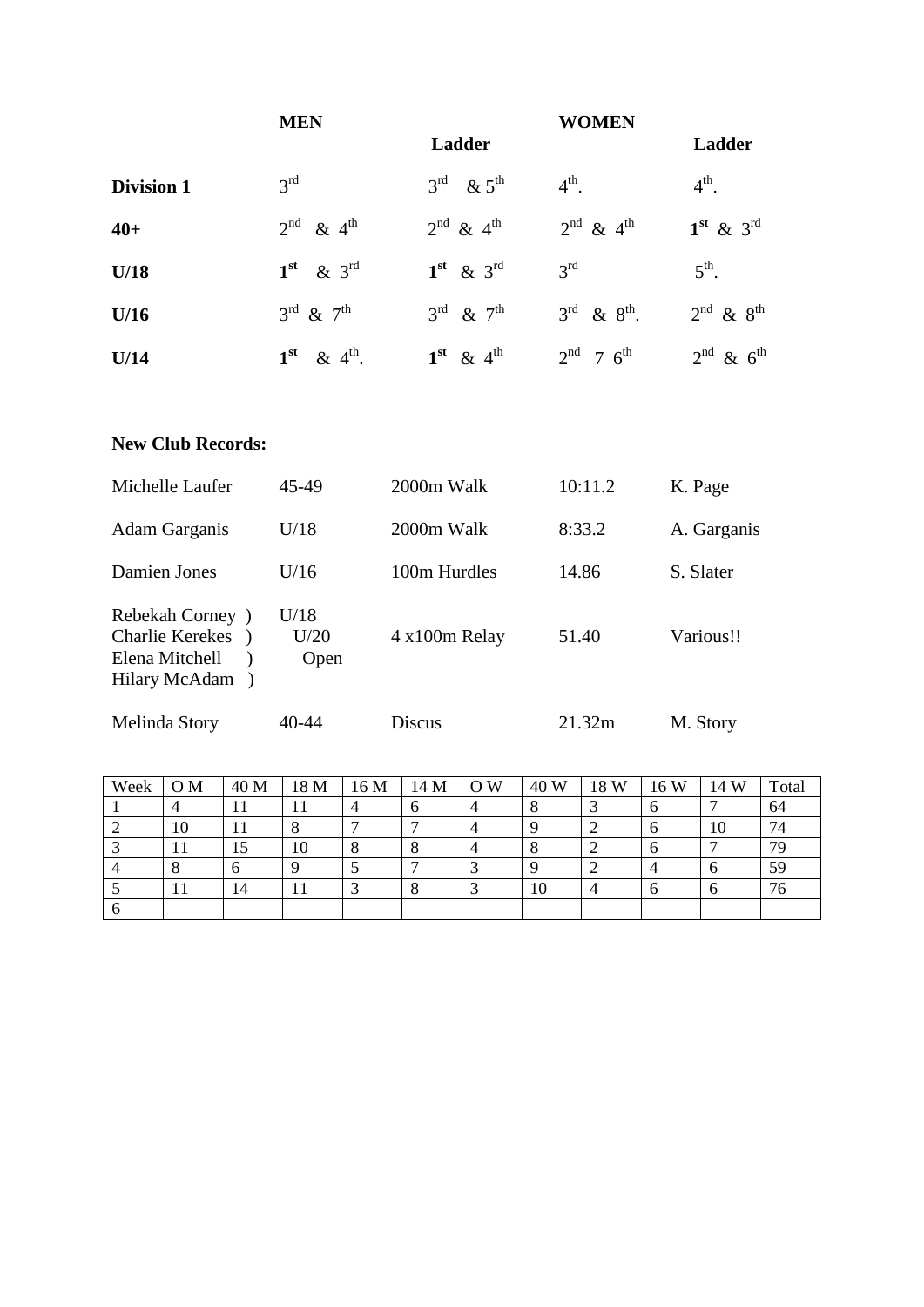| | MEN | Ladder | WOMEN | Ladder |
|---|---|---|---|---|
| **Division 1** | 3rd | 3rd & 5th | 4th. | 4th. |
| **40+** | 2nd & 4th | 2nd & 4th | 2nd & 4th | **1st** & 3rd |
| **U/18** | **1st** & 3rd | **1st** & 3rd | 3rd | 5th. |
| **U/16** | 3rd & 7th | 3rd & 7th | 3rd & 8th. | 2nd & 8th |
| **U/14** | **1st** & 4th. | **1st** & 4th | 2nd 7 6th | 2nd & 6th |

**New Club Records:**

| | | | | |
|---|---|---|---|---|
| Michelle Laufer | 45-49 | 2000m Walk | 10:11.2 | K. Page |
| Adam Garganis | U/18 | 2000m Walk | 8:33.2 | A. Garganis |
| Damien Jones | U/16 | 100m Hurdles | 14.86 | S. Slater |
| Rebekah Corney )<br>Charlie Kerekes )<br>Elena Mitchell )<br>Hilary McAdam ) | U/18<br>U/20<br>Open | 4 x100m Relay | 51.40 | Various!! |
| Melinda Story | 40-44 | Discus | 21.32m | M. Story |

| Week | O M | 40 M | 18 M | 16 M | 14 M | O W | 40 W | 18 W | 16 W | 14 W | Total |
|---|---|---|---|---|---|---|---|---|---|---|---|
| 1 | 4 | 11 | 11 | 4 | 6 | 4 | 8 | 3 | 6 | 7 | 64 |
| 2 | 10 | 11 | 8 | 7 | 7 | 4 | 9 | 2 | 6 | 10 | 74 |
| 3 | 11 | 15 | 10 | 8 | 8 | 4 | 8 | 2 | 6 | 7 | 79 |
| 4 | 8 | 6 | 9 | 5 | 7 | 3 | 9 | 2 | 4 | 6 | 59 |
| 5 | 11 | 14 | 11 | 3 | 8 | 3 | 10 | 4 | 6 | 6 | 76 |
| 6 | | | | | | | | | | | |